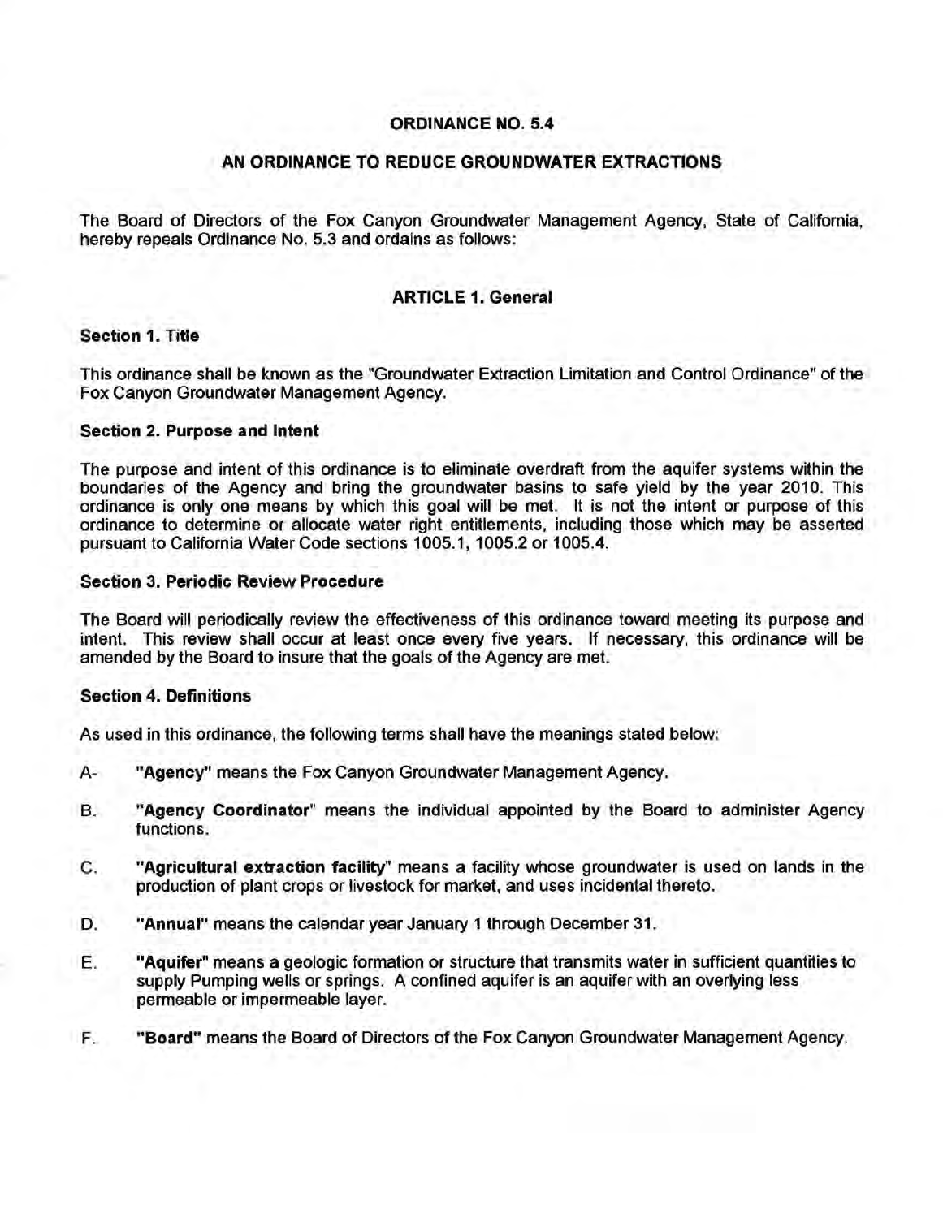# ORDINANCE NO. 5.4

## AN ORDINANCE TO REDUCE GROUNDWATER EXTRACTIONS

The Board of Directors of the Fox Canyon Groundwater Management Agency, State of California, hereby repeals Ordinance No. 5.3 and ordains as follows:

### ARTICLE 1. General

**Section 1. Title**

This ordinance shall be known as the "Groundwater Extraction Limitation and Control Ordinance" of the Fox Canyon Groundwater Management Agency.

**Section 2. Purpose and Intent**

The purpose and intent of this ordinance is to eliminate overdraft from the aquifer systems within the boundaries of the Agency and bring the groundwater basins to safe yield by the year 2010. This ordinance is only one means by which this goal will be met. It is not the intent or purpose of this ordinance to determine or allocate water right entitlements, including those which may be asserted pursuant to California Water Code sections 1005.1, 1005.2 or 1005.4.

**Section 3. Periodic Review Procedure**

The Board will periodically review the effectiveness of this ordinance toward meeting its purpose and intent. This review shall occur at least once every five years. If necessary, this ordinance will be amended by the Board to insure that the goals of the Agency are met.

**Section 4. Definitions**

As used in this ordinance, the following terms shall have the meanings stated below:

A- **"Agency"** means the Fox Canyon Groundwater Management Agency.

B. **"Agency Coordinator"** means the individual appointed by the Board to administer Agency functions.

C. **"Agricultural extraction facility"** means a facility whose groundwater is used on lands in the production of plant crops or livestock for market, and uses incidental thereto.

D. **"Annual"** means the calendar year January 1 through December 31.

E. **"Aquifer"** means a geologic formation or structure that transmits water in sufficient quantities to supply Pumping wells or springs. A confined aquifer is an aquifer with an overlying less permeable or impermeable layer.

F. **"Board"** means the Board of Directors of the Fox Canyon Groundwater Management Agency.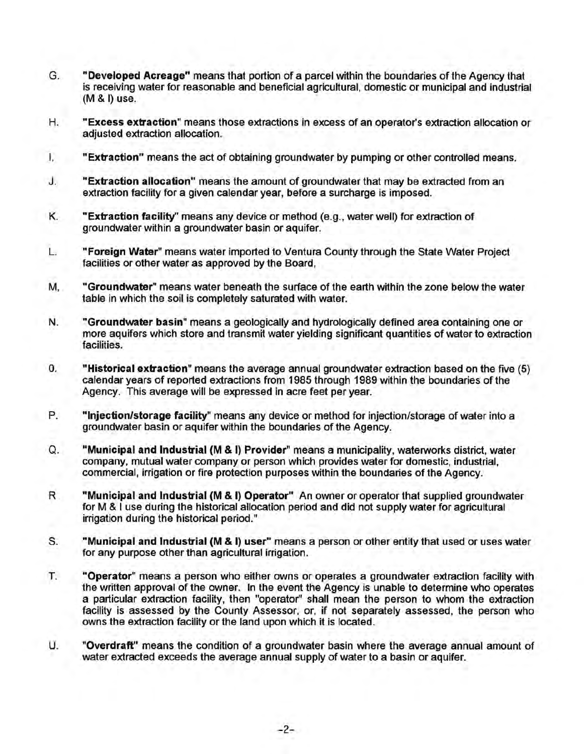G. **"Developed Acreage"** means that portion of a parcel within the boundaries of the Agency that is receiving water for reasonable and beneficial agricultural, domestic or municipal and industrial (M & I) use.

H. **"Excess extraction"** means those extractions in excess of an operator's extraction allocation or adjusted extraction allocation.

I. **"Extraction"** means the act of obtaining groundwater by pumping or other controlled means.

J. **"Extraction allocation"** means the amount of groundwater that may be extracted from an extraction facility for a given calendar year, before a surcharge is imposed.

K. **"Extraction facility"** means any device or method (e.g., water well) for extraction of groundwater within a groundwater basin or aquifer.

L. **"Foreign Water"** means water imported to Ventura County through the State Water Project facilities or other water as approved by the Board,

M. **"Groundwater"** means water beneath the surface of the earth within the zone below the water table in which the soil is completely saturated with water.

N. **"Groundwater basin"** means a geologically and hydrologically defined area containing one or more aquifers which store and transmit water yielding significant quantities of water to extraction facilities.

O. **"Historical extraction"** means the average annual groundwater extraction based on the five (5) calendar years of reported extractions from 1985 through 1989 within the boundaries of the Agency. This average will be expressed in acre feet per year.

P. **"Injection/storage facility"** means any device or method for injection/storage of water into a groundwater basin or aquifer within the boundaries of the Agency.

Q. **"Municipal and Industrial (M & I) Provider"** means a municipality, waterworks district, water company, mutual water company or person which provides water for domestic, industrial, commercial, irrigation or fire protection purposes within the boundaries of the Agency.

R. **"Municipal and Industrial (M & I) Operator"** An owner or operator that supplied groundwater for M & I use during the historical allocation period and did not supply water for agricultural irrigation during the historical period."

S. **"Municipal and Industrial (M & I) user"** means a person or other entity that used or uses water for any purpose other than agricultural irrigation.

T. **"Operator"** means a person who either owns or operates a groundwater extraction facility with the written approval of the owner. In the event the Agency is unable to determine who operates a particular extraction facility, then "operator" shall mean the person to whom the extraction facility is assessed by the County Assessor, or, if not separately assessed, the person who owns the extraction facility or the land upon which it is located.

U. **"Overdraft"** means the condition of a groundwater basin where the average annual amount of water extracted exceeds the average annual supply of water to a basin or aquifer.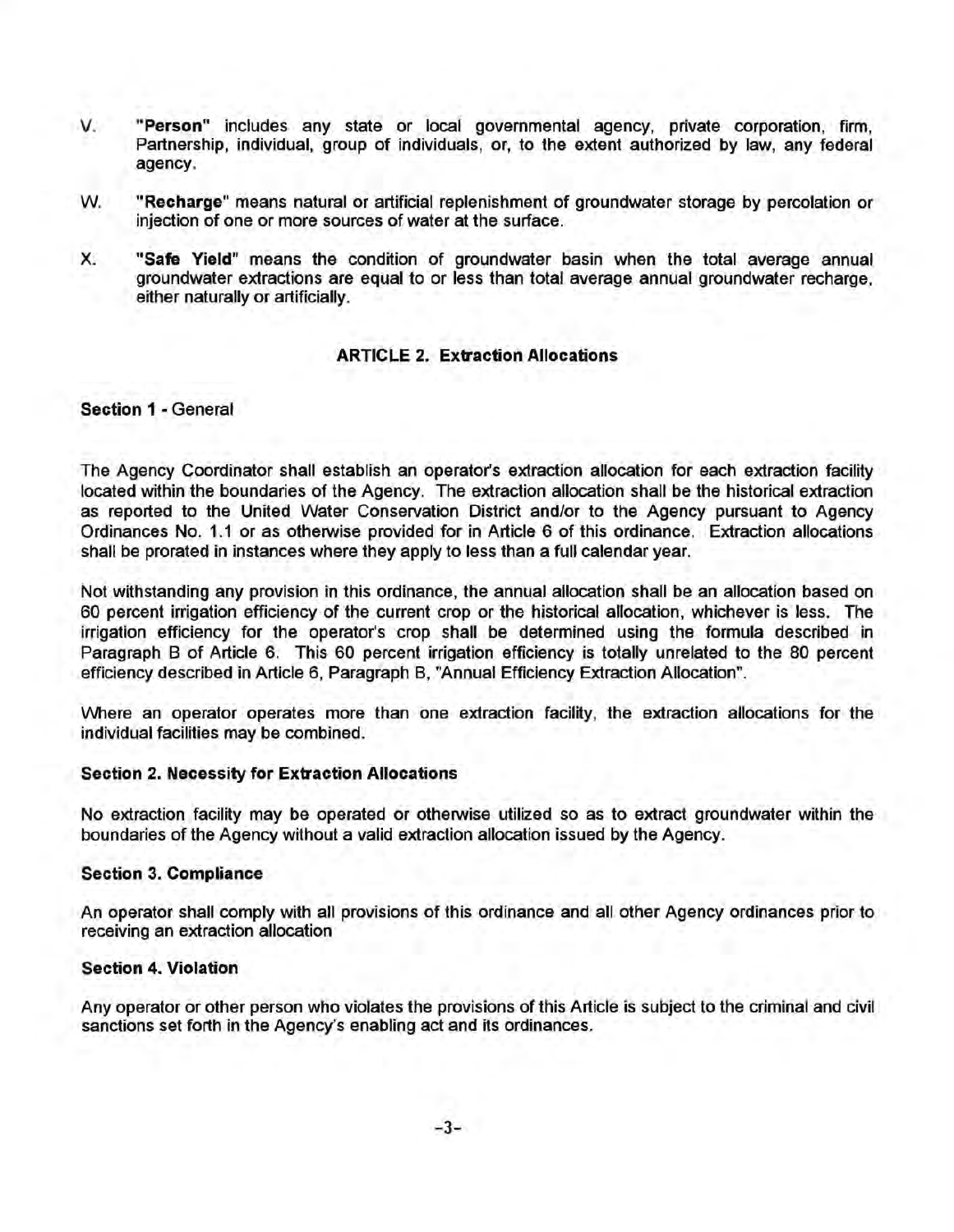V. **"Person"** includes any state or local governmental agency, private corporation, firm, Partnership, individual, group of individuals, or, to the extent authorized by law, any federal agency.

W. **"Recharge"** means natural or artificial replenishment of groundwater storage by percolation or injection of one or more sources of water at the surface.

X. **"Safe Yield"** means the condition of groundwater basin when the total average annual groundwater extractions are equal to or less than total average annual groundwater recharge, either naturally or artificially.

## ARTICLE 2. Extraction Allocations

**Section 1** - General

The Agency Coordinator shall establish an operator's extraction allocation for each extraction facility located within the boundaries of the Agency. The extraction allocation shall be the historical extraction as reported to the United Water Conservation District and/or to the Agency pursuant to Agency Ordinances No. 1.1 or as otherwise provided for in Article 6 of this ordinance. Extraction allocations shall be prorated in instances where they apply to less than a full calendar year.

Not withstanding any provision in this ordinance, the annual allocation shall be an allocation based on 60 percent irrigation efficiency of the current crop or the historical allocation, whichever is less. The irrigation efficiency for the operator's crop shall be determined using the formula described in Paragraph B of Article 6. This 60 percent irrigation efficiency is totally unrelated to the 80 percent efficiency described in Article 6, Paragraph B, "Annual Efficiency Extraction Allocation".

Where an operator operates more than one extraction facility, the extraction allocations for the individual facilities may be combined.

**Section 2. Necessity for Extraction Allocations**

No extraction facility may be operated or otherwise utilized so as to extract groundwater within the boundaries of the Agency without a valid extraction allocation issued by the Agency.

**Section 3. Compliance**

An operator shall comply with all provisions of this ordinance and all other Agency ordinances prior to receiving an extraction allocation

**Section 4. Violation**

Any operator or other person who violates the provisions of this Article is subject to the criminal and civil sanctions set forth in the Agency's enabling act and its ordinances.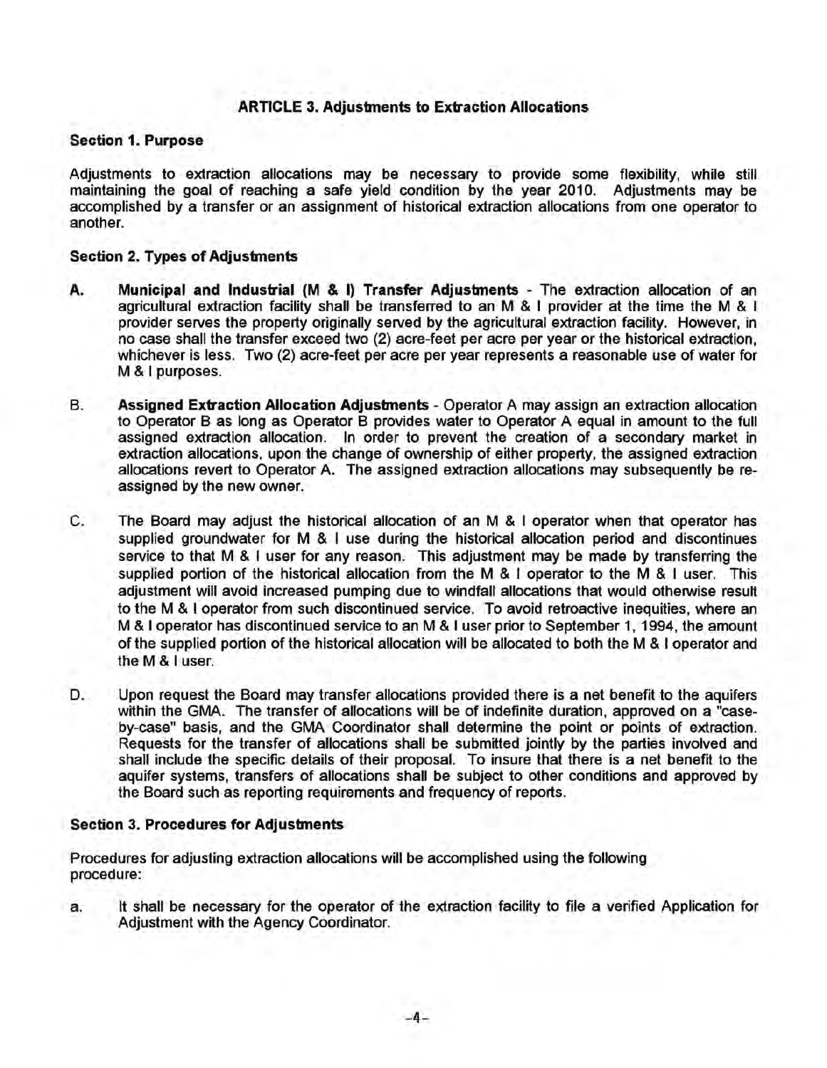## ARTICLE 3. Adjustments to Extraction Allocations

### Section 1. Purpose

Adjustments to extraction allocations may be necessary to provide some flexibility, while still maintaining the goal of reaching a safe yield condition by the year 2010. Adjustments may be accomplished by a transfer or an assignment of historical extraction allocations from one operator to another.

### Section 2. Types of Adjustments

A. **Municipal and Industrial (M & I) Transfer Adjustments** - The extraction allocation of an agricultural extraction facility shall be transferred to an M & I provider at the time the M & I provider serves the property originally served by the agricultural extraction facility. However, in no case shall the transfer exceed two (2) acre-feet per acre per year or the historical extraction, whichever is less. Two (2) acre-feet per acre per year represents a reasonable use of water for M & I purposes.

B. **Assigned Extraction Allocation Adjustments** - Operator A may assign an extraction allocation to Operator B as long as Operator B provides water to Operator A equal in amount to the full assigned extraction allocation. In order to prevent the creation of a secondary market in extraction allocations, upon the change of ownership of either property, the assigned extraction allocations revert to Operator A. The assigned extraction allocations may subsequently be re-assigned by the new owner.

C. The Board may adjust the historical allocation of an M & I operator when that operator has supplied groundwater for M & I use during the historical allocation period and discontinues service to that M & I user for any reason. This adjustment may be made by transferring the supplied portion of the historical allocation from the M & I operator to the M & I user. This adjustment will avoid increased pumping due to windfall allocations that would otherwise result to the M & I operator from such discontinued service. To avoid retroactive inequities, where an M & I operator has discontinued service to an M & I user prior to September 1, 1994, the amount of the supplied portion of the historical allocation will be allocated to both the M & I operator and the M & I user.

D. Upon request the Board may transfer allocations provided there is a net benefit to the aquifers within the GMA. The transfer of allocations will be of indefinite duration, approved on a "case-by-case" basis, and the GMA Coordinator shall determine the point or points of extraction. Requests for the transfer of allocations shall be submitted jointly by the parties involved and shall include the specific details of their proposal. To insure that there is a net benefit to the aquifer systems, transfers of allocations shall be subject to other conditions and approved by the Board such as reporting requirements and frequency of reports.

### Section 3. Procedures for Adjustments

Procedures for adjusting extraction allocations will be accomplished using the following procedure:

a. It shall be necessary for the operator of the extraction facility to file a verified Application for Adjustment with the Agency Coordinator.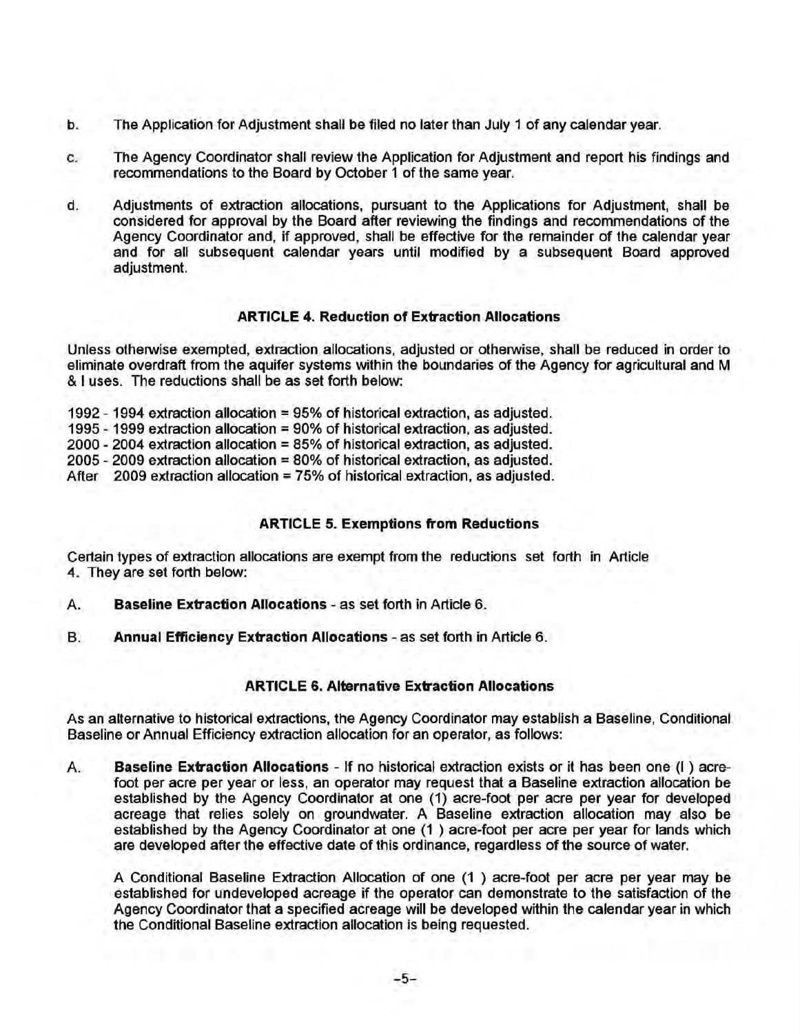b. The Application for Adjustment shall be filed no later than July 1 of any calendar year.

c. The Agency Coordinator shall review the Application for Adjustment and report his findings and recommendations to the Board by October 1 of the same year.

d. Adjustments of extraction allocations, pursuant to the Applications for Adjustment, shall be considered for approval by the Board after reviewing the findings and recommendations of the Agency Coordinator and, if approved, shall be effective for the remainder of the calendar year and for all subsequent calendar years until modified by a subsequent Board approved adjustment.

## ARTICLE 4. Reduction of Extraction Allocations

Unless otherwise exempted, extraction allocations, adjusted or otherwise, shall be reduced in order to eliminate overdraft from the aquifer systems within the boundaries of the Agency for agricultural and M & I uses. The reductions shall be as set forth below:

1992 - 1994 extraction allocation = 95% of historical extraction, as adjusted.
1995 - 1999 extraction allocation = 90% of historical extraction, as adjusted.
2000 - 2004 extraction allocation = 85% of historical extraction, as adjusted.
2005 - 2009 extraction allocation = 80% of historical extraction, as adjusted.
After 2009 extraction allocation = 75% of historical extraction, as adjusted.

## ARTICLE 5. Exemptions from Reductions

Certain types of extraction allocations are exempt from the reductions set forth in Article 4. They are set forth below:

A. **Baseline Extraction Allocations** - as set forth in Article 6.

B. **Annual Efficiency Extraction Allocations** - as set forth in Article 6.

## ARTICLE 6. Alternative Extraction Allocations

As an alternative to historical extractions, the Agency Coordinator may establish a Baseline, Conditional Baseline or Annual Efficiency extraction allocation for an operator, as follows:

A. **Baseline Extraction Allocations** - If no historical extraction exists or it has been one (I ) acre-foot per acre per year or less, an operator may request that a Baseline extraction allocation be established by the Agency Coordinator at one (1) acre-foot per acre per year for developed acreage that relies solely on groundwater. A Baseline extraction allocation may also be established by the Agency Coordinator at one (1 ) acre-foot per acre per year for lands which are developed after the effective date of this ordinance, regardless of the source of water.

A Conditional Baseline Extraction Allocation of one (1 ) acre-foot per acre per year may be established for undeveloped acreage if the operator can demonstrate to the satisfaction of the Agency Coordinator that a specified acreage will be developed within the calendar year in which the Conditional Baseline extraction allocation is being requested.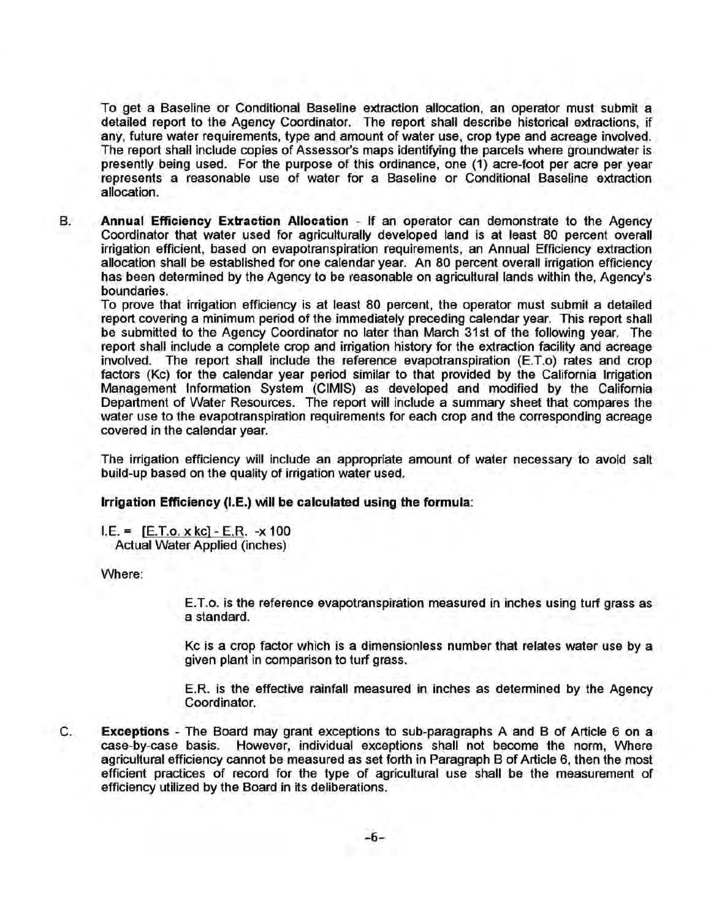To get a Baseline or Conditional Baseline extraction allocation, an operator must submit a detailed report to the Agency Coordinator. The report shall describe historical extractions, if any, future water requirements, type and amount of water use, crop type and acreage involved. The report shall include copies of Assessor's maps identifying the parcels where groundwater is presently being used. For the purpose of this ordinance, one (1) acre-foot per acre per year represents a reasonable use of water for a Baseline or Conditional Baseline extraction allocation.

B. **Annual Efficiency Extraction Allocation** - If an operator can demonstrate to the Agency Coordinator that water used for agriculturally developed land is at least 80 percent overall irrigation efficient, based on evapotranspiration requirements, an Annual Efficiency extraction allocation shall be established for one calendar year. An 80 percent overall irrigation efficiency has been determined by the Agency to be reasonable on agricultural lands within the, Agency's boundaries.

To prove that irrigation efficiency is at least 80 percent, the operator must submit a detailed report covering a minimum period of the immediately preceding calendar year. This report shall be submitted to the Agency Coordinator no later than March 31st of the following year. The report shall include a complete crop and irrigation history for the extraction facility and acreage involved. The report shall include the reference evapotranspiration (E.T.o) rates and crop factors (Kc) for the calendar year period similar to that provided by the California Irrigation Management Information System (CIMIS) as developed and modified by the California Department of Water Resources. The report will include a summary sheet that compares the water use to the evapotranspiration requirements for each crop and the corresponding acreage covered in the calendar year.

The irrigation efficiency will include an appropriate amount of water necessary to avoid salt build-up based on the quality of irrigation water used.

**Irrigation Efficiency (I.E.) will be calculated using the formula:**

$$I.E. = \frac{[E.T.o. \times kc] - E.R.}{\text{Actual Water Applied (inches)}} \times 100$$

Where:

E.T.o. is the reference evapotranspiration measured in inches using turf grass as a standard.

Kc is a crop factor which is a dimensionless number that relates water use by a given plant in comparison to turf grass.

E.R. is the effective rainfall measured in inches as determined by the Agency Coordinator.

C. **Exceptions** - The Board may grant exceptions to sub-paragraphs A and B of Article 6 on a case-by-case basis. However, individual exceptions shall not become the norm, Where agricultural efficiency cannot be measured as set forth in Paragraph B of Article 6, then the most efficient practices of record for the type of agricultural use shall be the measurement of efficiency utilized by the Board in its deliberations.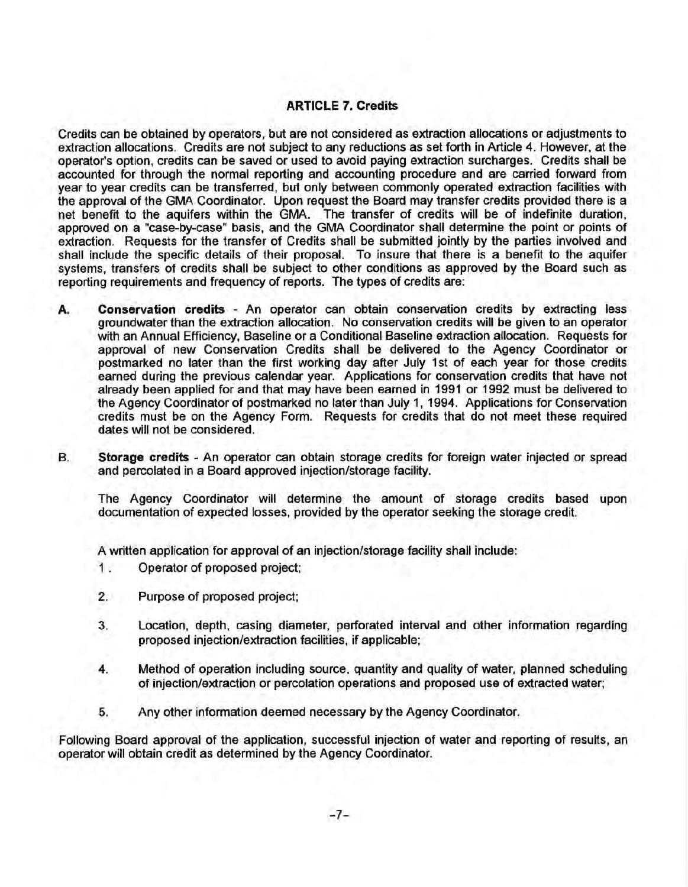## ARTICLE 7. Credits

Credits can be obtained by operators, but are not considered as extraction allocations or adjustments to extraction allocations. Credits are not subject to any reductions as set forth in Article 4. However, at the operator's option, credits can be saved or used to avoid paying extraction surcharges. Credits shall be accounted for through the normal reporting and accounting procedure and are carried forward from year to year credits can be transferred, but only between commonly operated extraction facilities with the approval of the GMA Coordinator. Upon request the Board may transfer credits provided there is a net benefit to the aquifers within the GMA. The transfer of credits will be of indefinite duration, approved on a "case-by-case" basis, and the GMA Coordinator shall determine the point or points of extraction. Requests for the transfer of Credits shall be submitted jointly by the parties involved and shall include the specific details of their proposal. To insure that there is a benefit to the aquifer systems, transfers of credits shall be subject to other conditions as approved by the Board such as reporting requirements and frequency of reports. The types of credits are:

**A. Conservation credits** - An operator can obtain conservation credits by extracting less groundwater than the extraction allocation. No conservation credits will be given to an operator with an Annual Efficiency, Baseline or a Conditional Baseline extraction allocation. Requests for approval of new Conservation Credits shall be delivered to the Agency Coordinator or postmarked no later than the first working day after July 1st of each year for those credits earned during the previous calendar year. Applications for conservation credits that have not already been applied for and that may have been earned in 1991 or 1992 must be delivered to the Agency Coordinator of postmarked no later than July 1, 1994. Applications for Conservation credits must be on the Agency Form. Requests for credits that do not meet these required dates will not be considered.

B. **Storage credits** - An operator can obtain storage credits for foreign water injected or spread and percolated in a Board approved injection/storage facility.

The Agency Coordinator will determine the amount of storage credits based upon documentation of expected losses, provided by the operator seeking the storage credit.

A written application for approval of an injection/storage facility shall include:

1. Operator of proposed project;
2. Purpose of proposed project;
3. Location, depth, casing diameter, perforated interval and other information regarding proposed injection/extraction facilities, if applicable;
4. Method of operation including source, quantity and quality of water, planned scheduling of injection/extraction or percolation operations and proposed use of extracted water;
5. Any other information deemed necessary by the Agency Coordinator.

Following Board approval of the application, successful injection of water and reporting of results, an operator will obtain credit as determined by the Agency Coordinator.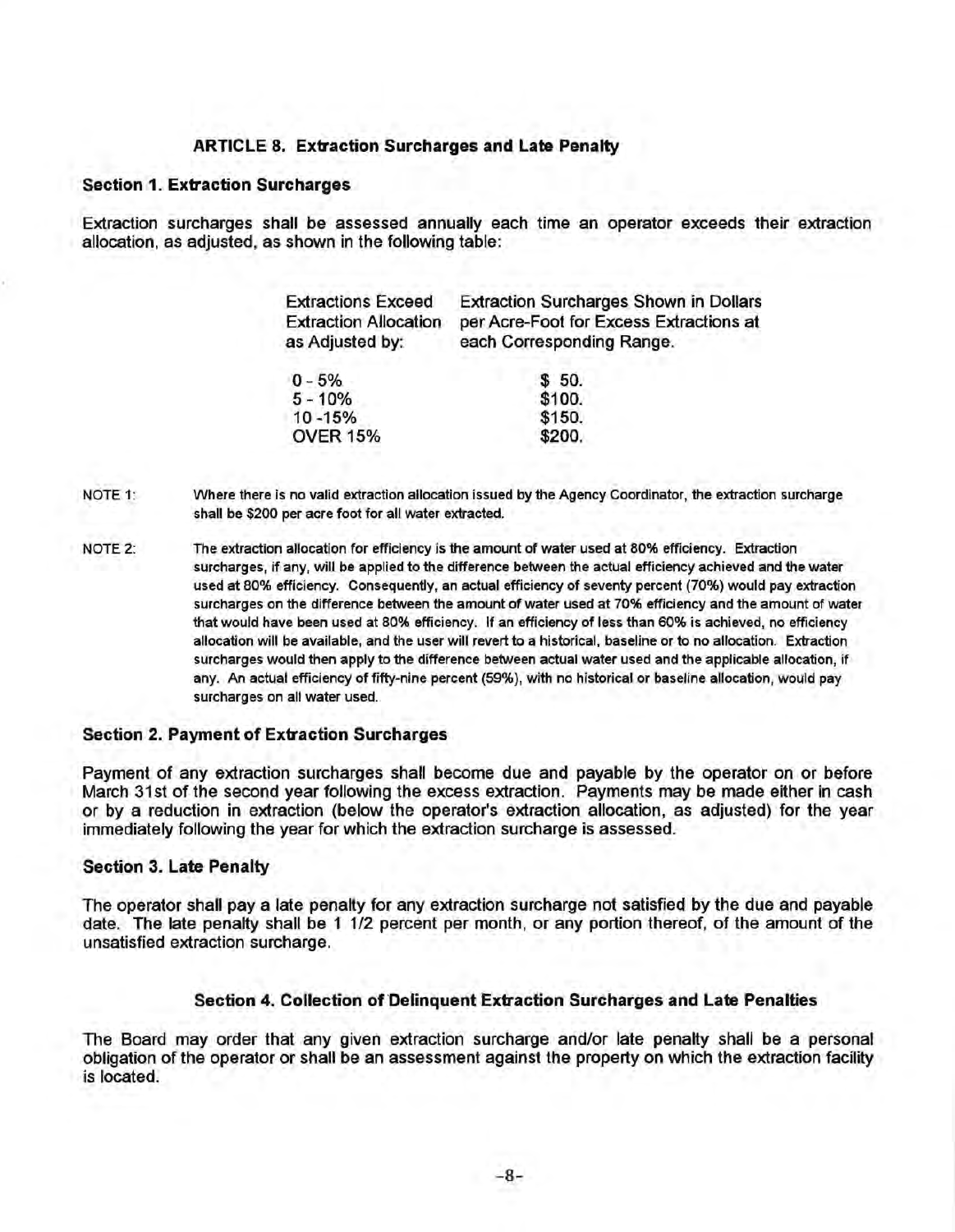## ARTICLE 8. Extraction Surcharges and Late Penalty

### Section 1. Extraction Surcharges

Extraction surcharges shall be assessed annually each time an operator exceeds their extraction allocation, as adjusted, as shown in the following table:

| Extractions Exceed Extraction Allocation as Adjusted by: | Extraction Surcharges Shown in Dollars per Acre-Foot for Excess Extractions at each Corresponding Range. |
|---|---|
| 0 - 5% | $ 50. |
| 5 - 10% | $100. |
| 10 -15% | $150. |
| OVER 15% | $200. |

NOTE 1: Where there is no valid extraction allocation issued by the Agency Coordinator, the extraction surcharge shall be $200 per acre foot for all water extracted.

NOTE 2: The extraction allocation for efficiency is the amount of water used at 80% efficiency. Extraction surcharges, if any, will be applied to the difference between the actual efficiency achieved and the water used at 80% efficiency. Consequently, an actual efficiency of seventy percent (70%) would pay extraction surcharges on the difference between the amount of water used at 70% efficiency and the amount of water that would have been used at 80% efficiency. If an efficiency of less than 60% is achieved, no efficiency allocation will be available, and the user will revert to a historical, baseline or to no allocation. Extraction surcharges would then apply to the difference between actual water used and the applicable allocation, if any. An actual efficiency of fifty-nine percent (59%), with no historical or baseline allocation, would pay surcharges on all water used.

### Section 2. Payment of Extraction Surcharges

Payment of any extraction surcharges shall become due and payable by the operator on or before March 31st of the second year following the excess extraction. Payments may be made either in cash or by a reduction in extraction (below the operator's extraction allocation, as adjusted) for the year immediately following the year for which the extraction surcharge is assessed.

### Section 3. Late Penalty

The operator shall pay a late penalty for any extraction surcharge not satisfied by the due and payable date. The late penalty shall be 1 1/2 percent per month, or any portion thereof, of the amount of the unsatisfied extraction surcharge.

### Section 4. Collection of Delinquent Extraction Surcharges and Late Penalties

The Board may order that any given extraction surcharge and/or late penalty shall be a personal obligation of the operator or shall be an assessment against the property on which the extraction facility is located.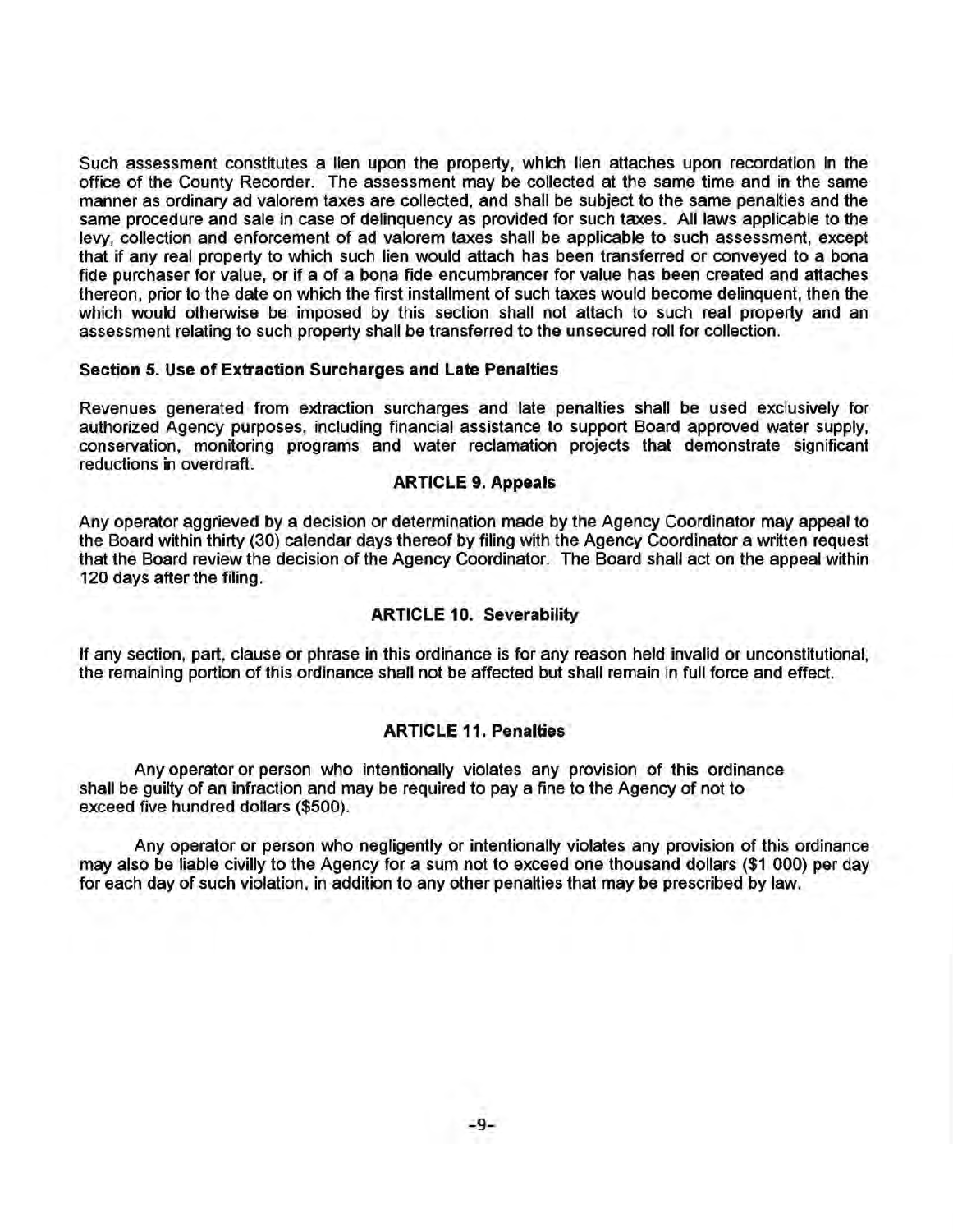Such assessment constitutes a lien upon the property, which lien attaches upon recordation in the office of the County Recorder. The assessment may be collected at the same time and in the same manner as ordinary ad valorem taxes are collected, and shall be subject to the same penalties and the same procedure and sale in case of delinquency as provided for such taxes. All laws applicable to the levy, collection and enforcement of ad valorem taxes shall be applicable to such assessment, except that if any real property to which such lien would attach has been transferred or conveyed to a bona fide purchaser for value, or if a of a bona fide encumbrancer for value has been created and attaches thereon, prior to the date on which the first installment of such taxes would become delinquent, then the which would otherwise be imposed by this section shall not attach to such real property and an assessment relating to such property shall be transferred to the unsecured roll for collection.

**Section 5. Use of Extraction Surcharges and Late Penalties**

Revenues generated from extraction surcharges and late penalties shall be used exclusively for authorized Agency purposes, including financial assistance to support Board approved water supply, conservation, monitoring programs and water reclamation projects that demonstrate significant reductions in overdraft.

## ARTICLE 9. Appeals

Any operator aggrieved by a decision or determination made by the Agency Coordinator may appeal to the Board within thirty (30) calendar days thereof by filing with the Agency Coordinator a written request that the Board review the decision of the Agency Coordinator. The Board shall act on the appeal within 120 days after the filing.

## ARTICLE 10. Severability

If any section, part, clause or phrase in this ordinance is for any reason held invalid or unconstitutional, the remaining portion of this ordinance shall not be affected but shall remain in full force and effect.

## ARTICLE 11. Penalties

Any operator or person who intentionally violates any provision of this ordinance shall be guilty of an infraction and may be required to pay a fine to the Agency of not to exceed five hundred dollars ($500).

Any operator or person who negligently or intentionally violates any provision of this ordinance may also be liable civilly to the Agency for a sum not to exceed one thousand dollars ($1 000) per day for each day of such violation, in addition to any other penalties that may be prescribed by law.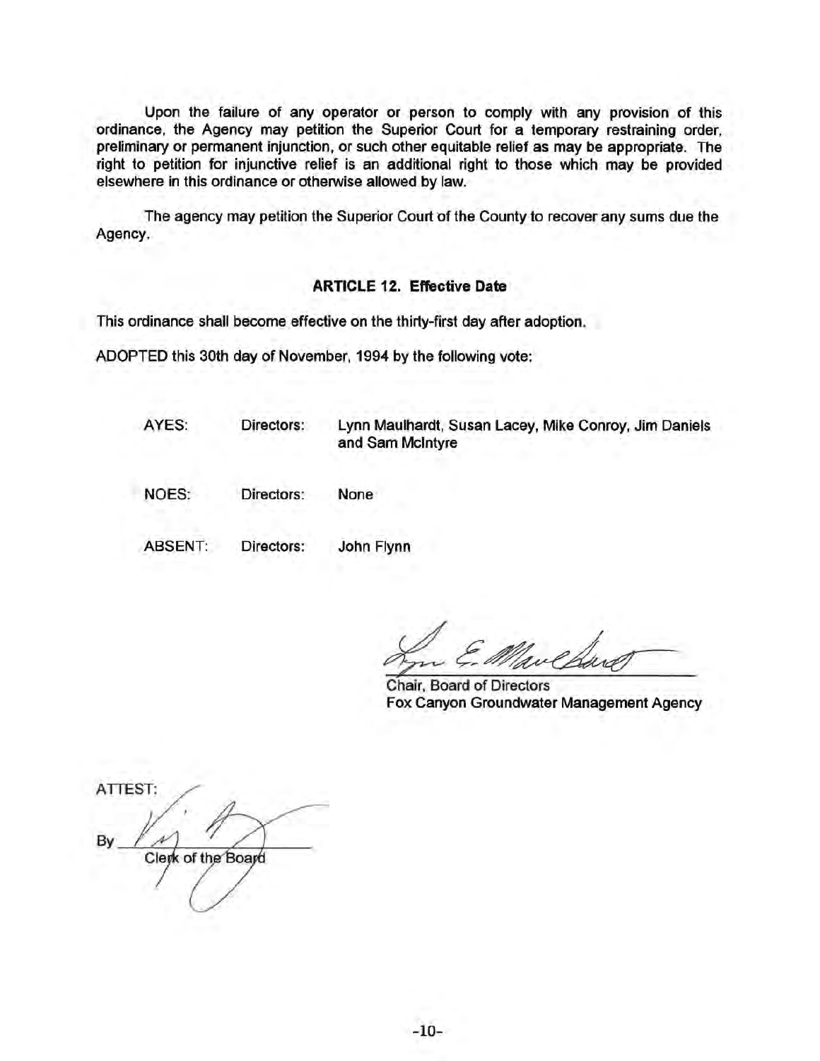Upon the failure of any operator or person to comply with any provision of this ordinance, the Agency may petition the Superior Court for a temporary restraining order, preliminary or permanent injunction, or such other equitable relief as may be appropriate. The right to petition for injunctive relief is an additional right to those which may be provided elsewhere in this ordinance or otherwise allowed by law.

The agency may petition the Superior Court of the County to recover any sums due the Agency.

## ARTICLE 12. Effective Date

This ordinance shall become effective on the thirty-first day after adoption.

ADOPTED this 30th day of November, 1994 by the following vote:

| | | |
|---|---|---|
| AYES: | Directors: | Lynn Maulhardt, Susan Lacey, Mike Conroy, Jim Daniels and Sam McIntyre |
| NOES: | Directors: | None |
| ABSENT: | Directors: | John Flynn |

Chair, Board of Directors
Fox Canyon Groundwater Management Agency

ATTEST:

By ____________________
Clerk of the Board